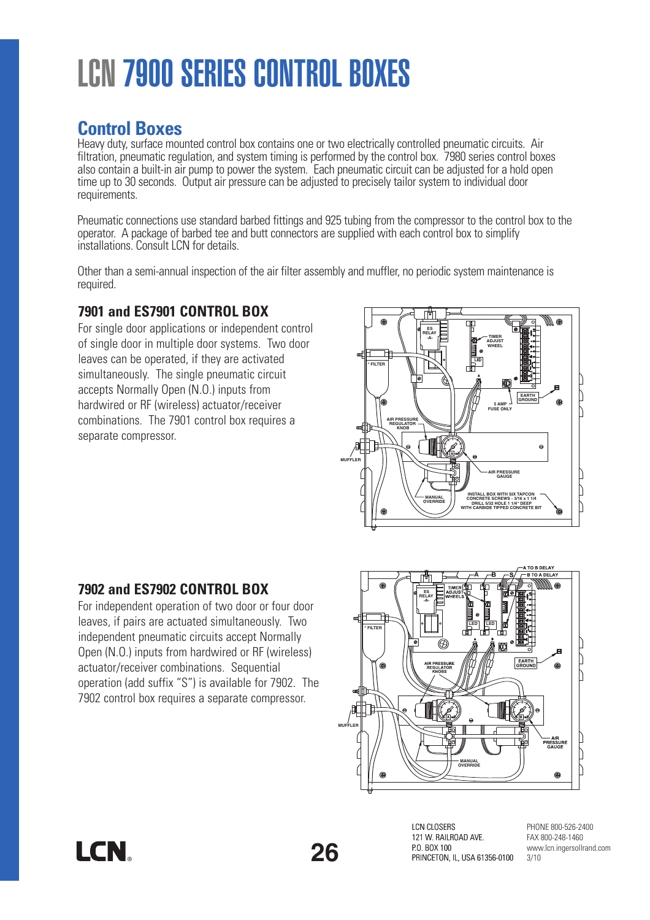# LCN 7900 SERIES CONTROL BOXES

## Control Boxes

Heavy duty, surface mounted control box contains one or two electrically controlled pneumatic circuits. Air filtration, pneumatic regulation, and system timing is performed by the control box. 7980 series control boxes also contain a built-in air pump to power the system. Each pneumatic circuit can be adjusted for a hold open time up to 30 seconds. Output air pressure can be adjusted to precisely tailor system to individual door requirements.

Pneumatic connections use standard barbed fittings and 925 tubing from the compressor to the control box to the operator. A package of barbed tee and butt connectors are supplied with each control box to simplify installations. Consult LCN for details.

Other than a semi-annual inspection of the air filter assembly and muffler, no periodic system maintenance is required.

### 7901 and ES7901 CONTROL BOX

For single door applications or independent control of single door in multiple door systems. Two door leaves can be operated, if they are activated simultaneously. The single pneumatic circuit accepts Normally Open (N.O.) inputs from hardwired or RF (wireless) actuator/receiver combinations. The 7901 control box requires a separate compressor.

ES RELAY -A-
TIMER ADJUST WHEEL
FILTER
LED
EARTH GROUND
5 AMP FUSE ONLY
AIR PRESSURE REGULATOR KNOB
MUFFLER
AIR PRESSURE GAUGE
MANUAL OVERRIDE
INSTALL BOX WITH SIX TAPCON CONCRETE SCREWS - 3/16 x 1 1/4 DRILL 5/32 HOLE 1 1/4" DEEP WITH CARBIDE TIPPED CONCRETE BIT

### 7902 and ES7902 CONTROL BOX

For independent operation of two door or four door leaves, if pairs are actuated simultaneously. Two independent pneumatic circuits accept Normally Open (N.O.) inputs from hardwired or RF (wireless) actuator/receiver combinations. Sequential operation (add suffix "S") is available for 7902. The 7902 control box requires a separate compressor.

A TO B DELAY
B TO A DELAY
A B S
ES RELAY -A-
TIMER ADJUST WHEELS
FILTER
LED
LED
EARTH GROUND
AIR PRESSURE REGULATOR KNOBS
MUFFLER
AIR PRESSURE GAUGE
MANUAL OVERRIDE

LCN CLOSERS
121 W. RAILROAD AVE.
P.O. BOX 100
PRINCETON, IL, USA 61356-0100

PHONE 800-526-2400
FAX 800-248-1460
www.lcn.ingersollrand.com
3/10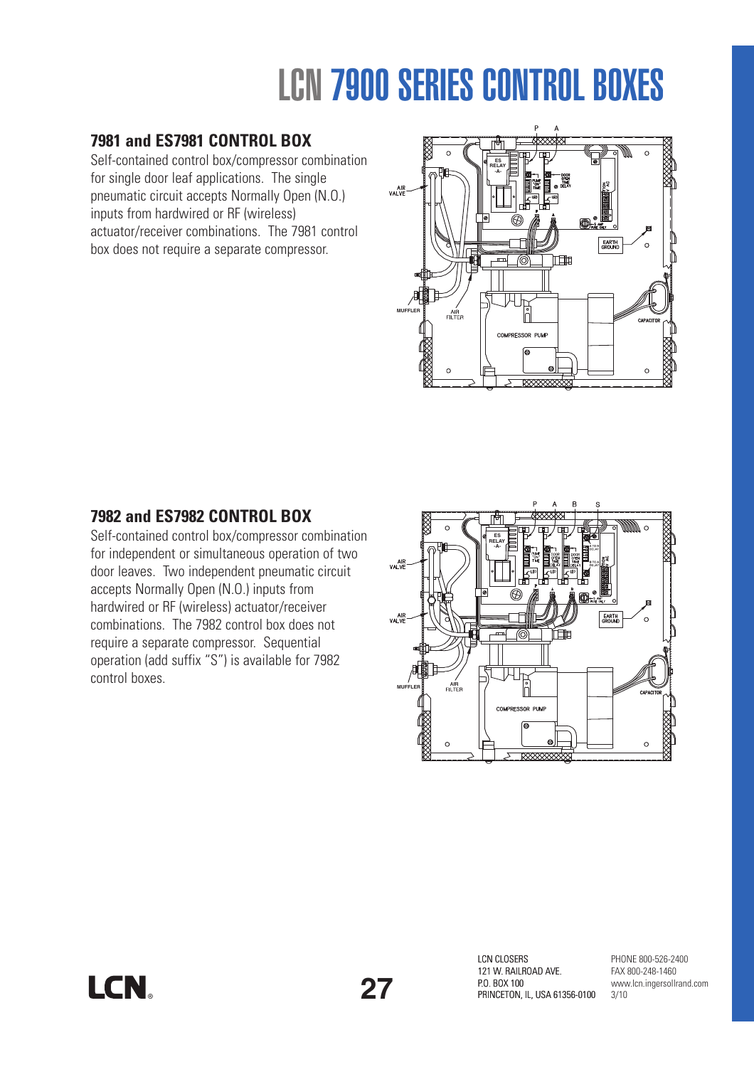# LCN 7900 SERIES CONTROL BOXES

## 7981 and ES7981 CONTROL BOX

Self-contained control box/compressor combination for single door leaf applications. The single pneumatic circuit accepts Normally Open (N.O.) inputs from hardwired or RF (wireless) actuator/receiver combinations. The 7981 control box does not require a separate compressor.

P
A
ES RELAY -A-
AIR VALVE
DOOR OPEN TIME DELAY
PUMP RUN TIME
EARTH GROUND
MUFFLER
AIR FILTER
CAPACITOR
COMPRESSOR PUMP

## 7982 and ES7982 CONTROL BOX

Self-contained control box/compressor combination for independent or simultaneous operation of two door leaves. Two independent pneumatic circuit accepts Normally Open (N.O.) inputs from hardwired or RF (wireless) actuator/receiver combinations. The 7982 control box does not require a separate compressor. Sequential operation (add suffix "S") is available for 7982 control boxes.

P
A
B
S
ES RELAY -A-
AIR VALVE
AIR VALVE
PUMP RUN TIME
DOOR OPEN TIME DELAY
EARTH GROUND
MUFFLER
AIR FILTER
CAPACITOR
COMPRESSOR PUMP

LCN CLOSERS
121 W. RAILROAD AVE.
P.O. BOX 100
PRINCETON, IL, USA 61356-0100

PHONE 800-526-2400
FAX 800-248-1460
www.lcn.ingersollrand.com
3/10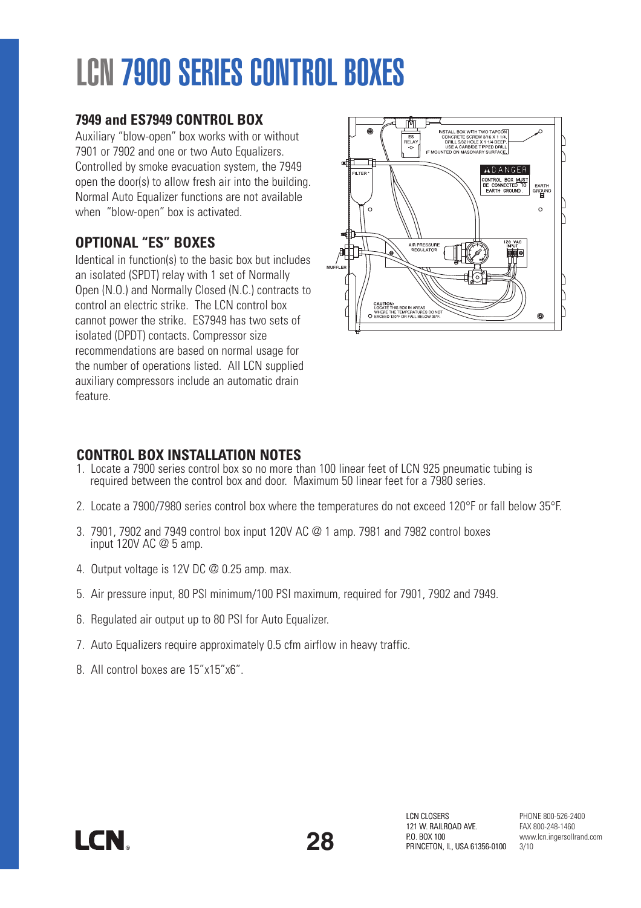# LCN 7900 SERIES CONTROL BOXES

### 7949 and ES7949 CONTROL BOX

Auxiliary "blow-open" box works with or without 7901 or 7902 and one or two Auto Equalizers. Controlled by smoke evacuation system, the 7949 open the door(s) to allow fresh air into the building. Normal Auto Equalizer functions are not available when "blow-open" box is activated.

### OPTIONAL "ES" BOXES

Identical in function(s) to the basic box but includes an isolated (SPDT) relay with 1 set of Normally Open (N.O.) and Normally Closed (N.C.) contracts to control an electric strike. The LCN control box cannot power the strike. ES7949 has two sets of isolated (DPDT) contacts. Compressor size recommendations are based on normal usage for the number of operations listed. All LCN supplied auxiliary compressors include an automatic drain feature.

ES RELAY

INSTALL BOX WITH TWO TAPCON CONCRETE SCREW 3/16 X 1 1/4. DRILL 5/32 HOLE X 1 1/4 DEEP. USE A CARBIDE TIPPED DRILL IF MOUNTED ON MASONARY SURFACE.

FILTER

DANGER

CONTROL BOX MUST BE CONNECTED TO EARTH GROUND.

EARTH GROUND

AIR PRESSURE REGULATOR

120 VAC INPUT

MUFFLER

CAUTION: LOCATE THIS BOX IN AREAS WHERE THE TEMPERATURES DO NOT EXCEED 120°F OR FALL BELOW 35°F.

### CONTROL BOX INSTALLATION NOTES

1. Locate a 7900 series control box so no more than 100 linear feet of LCN 925 pneumatic tubing is required between the control box and door. Maximum 50 linear feet for a 7980 series.
2. Locate a 7900/7980 series control box where the temperatures do not exceed 120°F or fall below 35°F.
3. 7901, 7902 and 7949 control box input 120V AC @ 1 amp. 7981 and 7982 control boxes input 120V AC @ 5 amp.
4. Output voltage is 12V DC @ 0.25 amp. max.
5. Air pressure input, 80 PSI minimum/100 PSI maximum, required for 7901, 7902 and 7949.
6. Regulated air output up to 80 PSI for Auto Equalizer.
7. Auto Equalizers require approximately 0.5 cfm airflow in heavy traffic.
8. All control boxes are 15"x15"x6".

LCN CLOSERS
121 W. RAILROAD AVE.
P.O. BOX 100
PRINCETON, IL, USA 61356-0100

PHONE 800-526-2400
FAX 800-248-1460
www.lcn.ingersollrand.com
3/10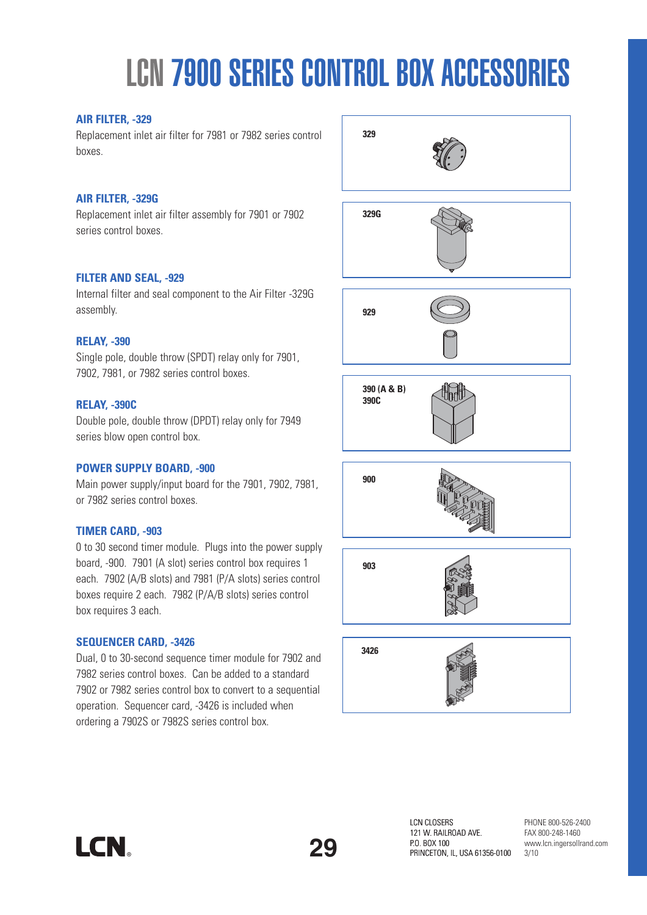# LCN 7900 SERIES CONTROL BOX ACCESSORIES

### AIR FILTER, -329

Replacement inlet air filter for 7981 or 7982 series control boxes.

### AIR FILTER, -329G

Replacement inlet air filter assembly for 7901 or 7902 series control boxes.

### FILTER AND SEAL, -929

Internal filter and seal component to the Air Filter -329G assembly.

### RELAY, -390

Single pole, double throw (SPDT) relay only for 7901, 7902, 7981, or 7982 series control boxes.

### RELAY, -390C

Double pole, double throw (DPDT) relay only for 7949 series blow open control box.

### POWER SUPPLY BOARD, -900

Main power supply/input board for the 7901, 7902, 7981, or 7982 series control boxes.

### TIMER CARD, -903

0 to 30 second timer module. Plugs into the power supply board, -900. 7901 (A slot) series control box requires 1 each. 7902 (A/B slots) and 7981 (P/A slots) series control boxes require 2 each. 7982 (P/A/B slots) series control box requires 3 each.

### SEQUENCER CARD, -3426

Dual, 0 to 30-second sequence timer module for 7902 and 7982 series control boxes. Can be added to a standard 7902 or 7982 series control box to convert to a sequential operation. Sequencer card, -3426 is included when ordering a 7902S or 7982S series control box.

329

329G

929

390 (A & B)
390C

900

903

3426

LCN CLOSERS
121 W. RAILROAD AVE.
P.O. BOX 100
PRINCETON, IL, USA 61356-0100

PHONE 800-526-2400
FAX 800-248-1460
www.lcn.ingersollrand.com
3/10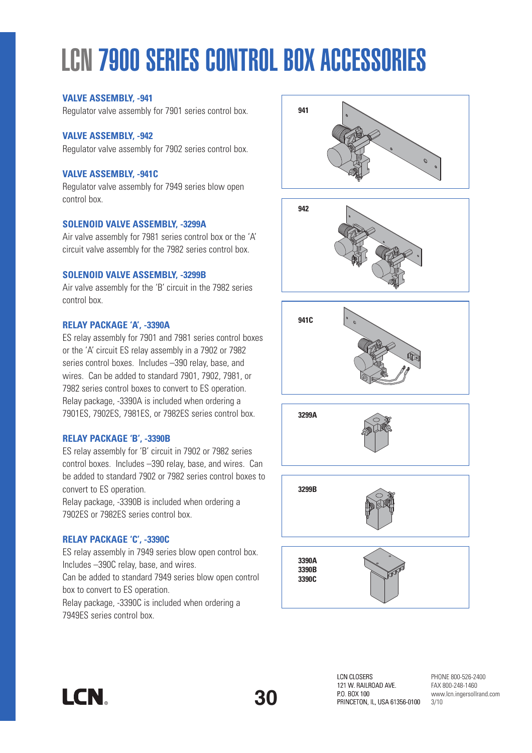# LCN 7900 SERIES CONTROL BOX ACCESSORIES

### VALVE ASSEMBLY, -941

Regulator valve assembly for 7901 series control box.

### VALVE ASSEMBLY, -942

Regulator valve assembly for 7902 series control box.

### VALVE ASSEMBLY, -941C

Regulator valve assembly for 7949 series blow open control box.

### SOLENOID VALVE ASSEMBLY, -3299A

Air valve assembly for 7981 series control box or the 'A' circuit valve assembly for the 7982 series control box.

### SOLENOID VALVE ASSEMBLY, -3299B

Air valve assembly for the 'B' circuit in the 7982 series control box.

### RELAY PACKAGE 'A', -3390A

ES relay assembly for 7901 and 7981 series control boxes or the 'A' circuit ES relay assembly in a 7902 or 7982 series control boxes. Includes –390 relay, base, and wires. Can be added to standard 7901, 7902, 7981, or 7982 series control boxes to convert to ES operation. Relay package, -3390A is included when ordering a 7901ES, 7902ES, 7981ES, or 7982ES series control box.

### RELAY PACKAGE 'B', -3390B

ES relay assembly for 'B' circuit in 7902 or 7982 series control boxes. Includes –390 relay, base, and wires. Can be added to standard 7902 or 7982 series control boxes to convert to ES operation.
Relay package, -3390B is included when ordering a 7902ES or 7982ES series control box.

### RELAY PACKAGE 'C', -3390C

ES relay assembly in 7949 series blow open control box. Includes –390C relay, base, and wires.
Can be added to standard 7949 series blow open control box to convert to ES operation.
Relay package, -3390C is included when ordering a 7949ES series control box.

941

942

941C

3299A

3299B

3390A
3390B
3390C

LCN CLOSERS
121 W. RAILROAD AVE.
P.O. BOX 100
PRINCETON, IL, USA 61356-0100

PHONE 800-526-2400
FAX 800-248-1460
www.lcn.ingersollrand.com
3/10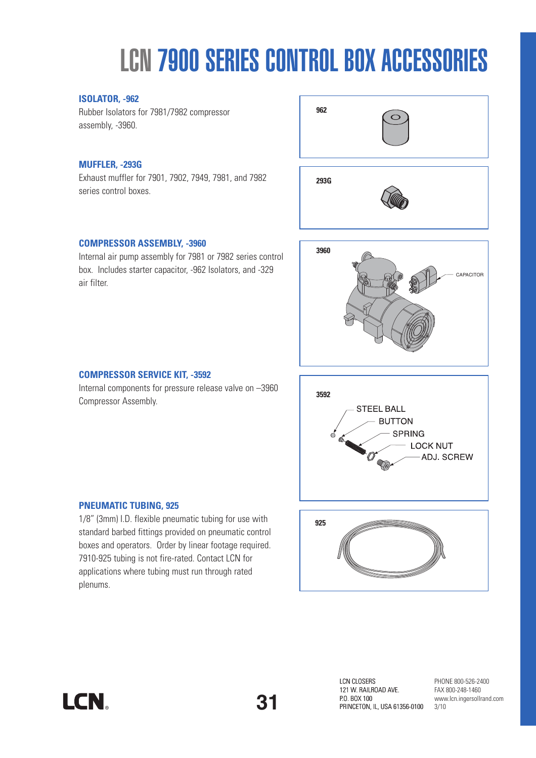# LCN 7900 SERIES CONTROL BOX ACCESSORIES

### ISOLATOR, -962

Rubber Isolators for 7981/7982 compressor assembly, -3960.

962

### MUFFLER, -293G

Exhaust muffler for 7901, 7902, 7949, 7981, and 7982 series control boxes.

293G

### COMPRESSOR ASSEMBLY, -3960

Internal air pump assembly for 7981 or 7982 series control box. Includes starter capacitor, -962 Isolators, and -329 air filter.

3960

CAPACITOR

### COMPRESSOR SERVICE KIT, -3592

Internal components for pressure release valve on –3960 Compressor Assembly.

3592

STEEL BALL

BUTTON

SPRING

LOCK NUT

ADJ. SCREW

### PNEUMATIC TUBING, 925

1/8" (3mm) I.D. flexible pneumatic tubing for use with standard barbed fittings provided on pneumatic control boxes and operators. Order by linear footage required. 7910-925 tubing is not fire-rated. Contact LCN for applications where tubing must run through rated plenums.

925

LCN CLOSERS
121 W. RAILROAD AVE.
P.O. BOX 100
PRINCETON, IL, USA 61356-0100

PHONE 800-526-2400
FAX 800-248-1460
www.lcn.ingersollrand.com
3/10